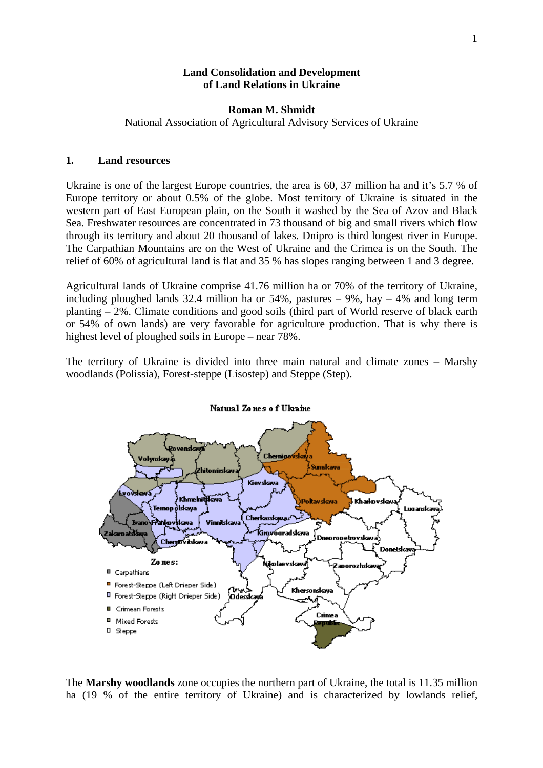# Land Consolidation and Development of Land Relations in Ukraine

**Roman M. Shmidt**

National Association of Agricultural Advisory Services of Ukraine

## 1. Land resources

Ukraine is one of the largest Europe countries, the area is 60, 37 million ha and it's 5.7 % of Europe territory or about 0.5% of the globe. Most territory of Ukraine is situated in the western part of East European plain, on the South it washed by the Sea of Azov and Black Sea. Freshwater resources are concentrated in 73 thousand of big and small rivers which flow through its territory and about 20 thousand of lakes. Dnipro is third longest river in Europe. The Carpathian Mountains are on the West of Ukraine and the Crimea is on the South. The relief of 60% of agricultural land is flat and 35 % has slopes ranging between 1 and 3 degree.

Agricultural lands of Ukraine comprise 41.76 million ha or 70% of the territory of Ukraine, including ploughed lands 32.4 million ha or 54%, pastures – 9%, hay – 4% and long term planting – 2%. Climate conditions and good soils (third part of World reserve of black earth or 54% of own lands) are very favorable for agriculture production. That is why there is highest level of ploughed soils in Europe – near 78%.

The territory of Ukraine is divided into three main natural and climate zones – Marshy woodlands (Polissia), Forest-steppe (Lisostep) and Steppe (Step).

Natural Zones of Ukraine

Zones:
- Carpathians
- Forest-Steppe (Left Drieper Side)
- Forest-Steppe (Right Drieper Side)
- Crimean Forests
- Mixed Forests
- Steppe

The **Marshy woodlands** zone occupies the northern part of Ukraine, the total is 11.35 million ha (19 % of the entire territory of Ukraine) and is characterized by lowlands relief,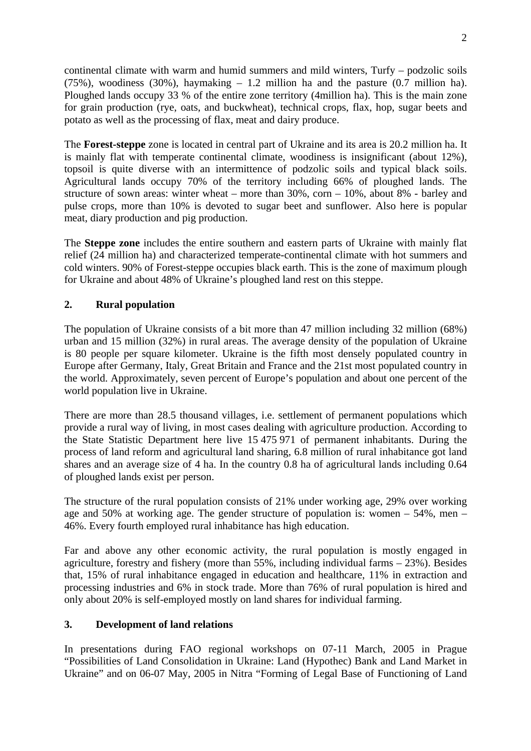continental climate with warm and humid summers and mild winters, Turfy – podzolic soils (75%), woodiness (30%), haymaking – 1.2 million ha and the pasture (0.7 million ha). Ploughed lands occupy 33 % of the entire zone territory (4million ha). This is the main zone for grain production (rye, oats, and buckwheat), technical crops, flax, hop, sugar beets and potato as well as the processing of flax, meat and dairy produce.

The **Forest-steppe** zone is located in central part of Ukraine and its area is 20.2 million ha. It is mainly flat with temperate continental climate, woodiness is insignificant (about 12%), topsoil is quite diverse with an intermittence of podzolic soils and typical black soils. Agricultural lands occupy 70% of the territory including 66% of ploughed lands. The structure of sown areas: winter wheat – more than 30%, corn – 10%, about 8% - barley and pulse crops, more than 10% is devoted to sugar beet and sunflower. Also here is popular meat, diary production and pig production.

The **Steppe zone** includes the entire southern and eastern parts of Ukraine with mainly flat relief (24 million ha) and characterized temperate-continental climate with hot summers and cold winters. 90% of Forest-steppe occupies black earth. This is the zone of maximum plough for Ukraine and about 48% of Ukraine's ploughed land rest on this steppe.

## 2. Rural population

The population of Ukraine consists of a bit more than 47 million including 32 million (68%) urban and 15 million (32%) in rural areas. The average density of the population of Ukraine is 80 people per square kilometer. Ukraine is the fifth most densely populated country in Europe after Germany, Italy, Great Britain and France and the 21st most populated country in the world. Approximately, seven percent of Europe's population and about one percent of the world population live in Ukraine.

There are more than 28.5 thousand villages, i.e. settlement of permanent populations which provide a rural way of living, in most cases dealing with agriculture production. According to the State Statistic Department here live 15 475 971 of permanent inhabitants. During the process of land reform and agricultural land sharing, 6.8 million of rural inhabitance got land shares and an average size of 4 ha. In the country 0.8 ha of agricultural lands including 0.64 of ploughed lands exist per person.

The structure of the rural population consists of 21% under working age, 29% over working age and 50% at working age. The gender structure of population is: women – 54%, men – 46%. Every fourth employed rural inhabitance has high education.

Far and above any other economic activity, the rural population is mostly engaged in agriculture, forestry and fishery (more than 55%, including individual farms – 23%). Besides that, 15% of rural inhabitance engaged in education and healthcare, 11% in extraction and processing industries and 6% in stock trade. More than 76% of rural population is hired and only about 20% is self-employed mostly on land shares for individual farming.

## 3. Development of land relations

In presentations during FAO regional workshops on 07-11 March, 2005 in Prague "Possibilities of Land Consolidation in Ukraine: Land (Hypothec) Bank and Land Market in Ukraine" and on 06-07 May, 2005 in Nitra "Forming of Legal Base of Functioning of Land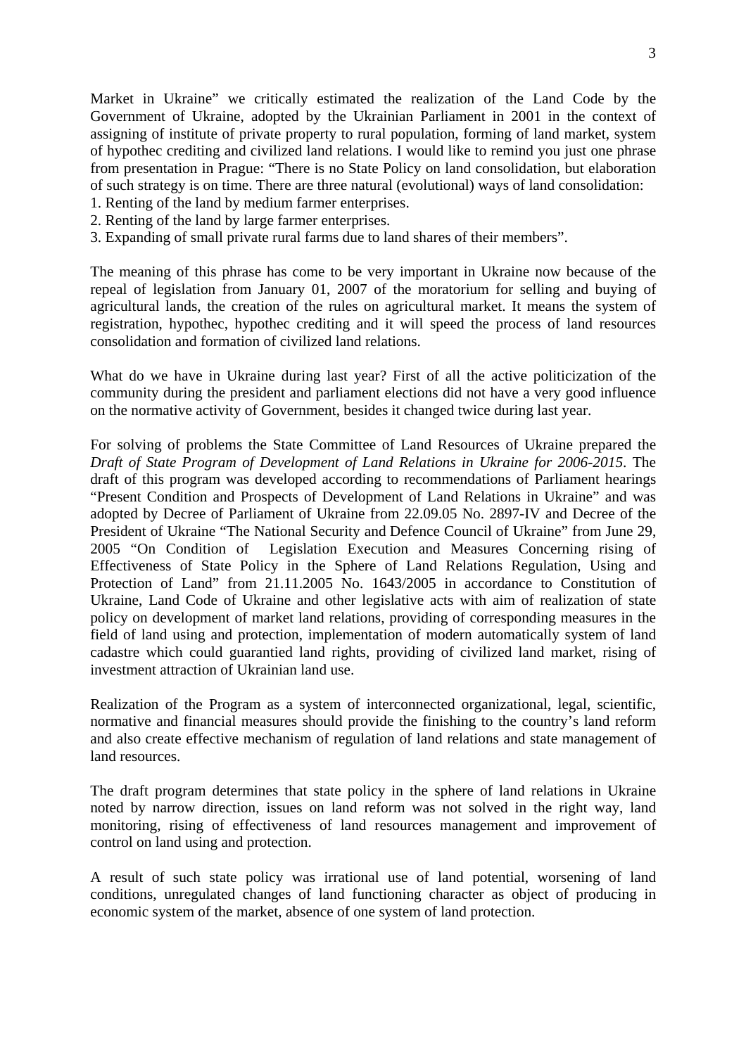Market in Ukraine" we critically estimated the realization of the Land Code by the Government of Ukraine, adopted by the Ukrainian Parliament in 2001 in the context of assigning of institute of private property to rural population, forming of land market, system of hypothec crediting and civilized land relations. I would like to remind you just one phrase from presentation in Prague: "There is no State Policy on land consolidation, but elaboration of such strategy is on time. There are three natural (evolutional) ways of land consolidation:

1. Renting of the land by medium farmer enterprises.
2. Renting of the land by large farmer enterprises.
3. Expanding of small private rural farms due to land shares of their members".

The meaning of this phrase has come to be very important in Ukraine now because of the repeal of legislation from January 01, 2007 of the moratorium for selling and buying of agricultural lands, the creation of the rules on agricultural market. It means the system of registration, hypothec, hypothec crediting and it will speed the process of land resources consolidation and formation of civilized land relations.

What do we have in Ukraine during last year? First of all the active politicization of the community during the president and parliament elections did not have a very good influence on the normative activity of Government, besides it changed twice during last year.

For solving of problems the State Committee of Land Resources of Ukraine prepared the *Draft of State Program of Development of Land Relations in Ukraine for 2006-2015*. The draft of this program was developed according to recommendations of Parliament hearings "Present Condition and Prospects of Development of Land Relations in Ukraine" and was adopted by Decree of Parliament of Ukraine from 22.09.05 No. 2897-IV and Decree of the President of Ukraine "The National Security and Defence Council of Ukraine" from June 29, 2005 "On Condition of Legislation Execution and Measures Concerning rising of Effectiveness of State Policy in the Sphere of Land Relations Regulation, Using and Protection of Land" from 21.11.2005 No. 1643/2005 in accordance to Constitution of Ukraine, Land Code of Ukraine and other legislative acts with aim of realization of state policy on development of market land relations, providing of corresponding measures in the field of land using and protection, implementation of modern automatically system of land cadastre which could guarantied land rights, providing of civilized land market, rising of investment attraction of Ukrainian land use.

Realization of the Program as a system of interconnected organizational, legal, scientific, normative and financial measures should provide the finishing to the country's land reform and also create effective mechanism of regulation of land relations and state management of land resources.

The draft program determines that state policy in the sphere of land relations in Ukraine noted by narrow direction, issues on land reform was not solved in the right way, land monitoring, rising of effectiveness of land resources management and improvement of control on land using and protection.

A result of such state policy was irrational use of land potential, worsening of land conditions, unregulated changes of land functioning character as object of producing in economic system of the market, absence of one system of land protection.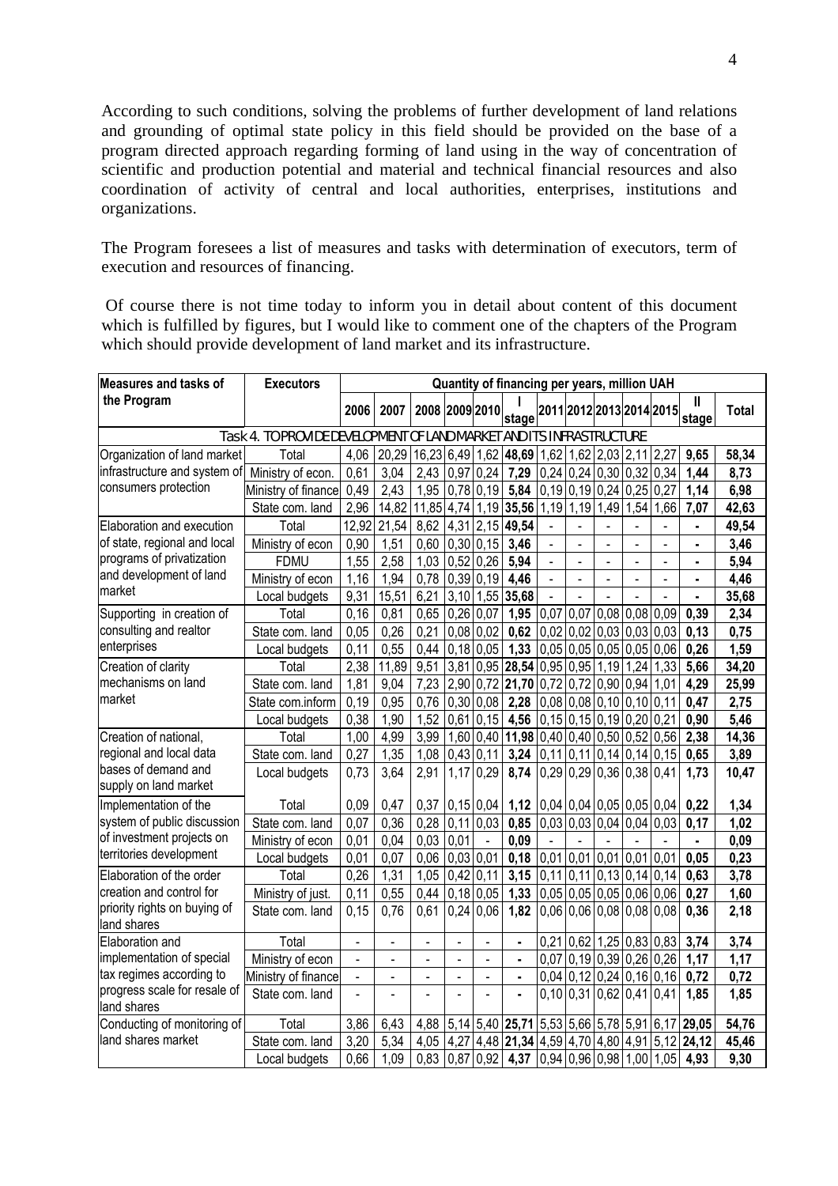According to such conditions, solving the problems of further development of land relations and grounding of optimal state policy in this field should be provided on the base of a program directed approach regarding forming of land using in the way of concentration of scientific and production potential and material and technical financial resources and also coordination of activity of central and local authorities, enterprises, institutions and organizations.

The Program foresees a list of measures and tasks with determination of executors, term of execution and resources of financing.

Of course there is not time today to inform you in detail about content of this document which is fulfilled by figures, but I would like to comment one of the chapters of the Program which should provide development of land market and its infrastructure.

| Measures and tasks of the Program | Executors | Quantity of financing per years, million UAH | | | | | | | | | | | | |
|---|---|---|---|---|---|---|---|---|---|---|---|---|---|---|
| | | 2006 | 2007 | 2008 | 2009 | 2010 | I stage | 2011 | 2012 | 2013 | 2014 | 2015 | II stage | Total |
| Task 4. TO PROVIDE DEVELOPMENT OF LAND MARKET AND ITS INFRASTRUCTURE | | | | | | | | | | | | | | |
| Organization of land market infrastructure and system of consumers protection | Total | 4,06 | 20,29 | 16,23 | 6,49 | 1,62 | **48,69** | 1,62 | 1,62 | 2,03 | 2,11 | 2,27 | **9,65** | **58,34** |
| | Ministry of econ. | 0,61 | 3,04 | 2,43 | 0,97 | 0,24 | **7,29** | 0,24 | 0,24 | 0,30 | 0,32 | 0,34 | **1,44** | **8,73** |
| | Ministry of finance | 0,49 | 2,43 | 1,95 | 0,78 | 0,19 | **5,84** | 0,19 | 0,19 | 0,24 | 0,25 | 0,27 | **1,14** | **6,98** |
| | State com. land | 2,96 | 14,82 | 11,85 | 4,74 | 1,19 | **35,56** | 1,19 | 1,19 | 1,49 | 1,54 | 1,66 | **7,07** | **42,63** |
| Elaboration and execution of state, regional and local programs of privatization and development of land market | Total | 12,92 | 21,54 | 8,62 | 4,31 | 2,15 | **49,54** | - | - | - | - | - | **-** | **49,54** |
| | Ministry of econ | 0,90 | 1,51 | 0,60 | 0,30 | 0,15 | **3,46** | - | - | - | - | - | **-** | **3,46** |
| | FDMU | 1,55 | 2,58 | 1,03 | 0,52 | 0,26 | **5,94** | - | - | - | - | - | **-** | **5,94** |
| | Ministry of econ | 1,16 | 1,94 | 0,78 | 0,39 | 0,19 | **4,46** | - | - | - | - | - | **-** | **4,46** |
| | Local budgets | 9,31 | 15,51 | 6,21 | 3,10 | 1,55 | **35,68** | - | - | - | - | - | **-** | **35,68** |
| Supporting in creation of consulting and realtor enterprises | Total | 0,16 | 0,81 | 0,65 | 0,26 | 0,07 | **1,95** | 0,07 | 0,07 | 0,08 | 0,08 | 0,09 | **0,39** | **2,34** |
| | State com. land | 0,05 | 0,26 | 0,21 | 0,08 | 0,02 | **0,62** | 0,02 | 0,02 | 0,03 | 0,03 | 0,03 | **0,13** | **0,75** |
| | Local budgets | 0,11 | 0,55 | 0,44 | 0,18 | 0,05 | **1,33** | 0,05 | 0,05 | 0,05 | 0,05 | 0,06 | **0,26** | **1,59** |
| Creation of clarity mechanisms on land market | Total | 2,38 | 11,89 | 9,51 | 3,81 | 0,95 | **28,54** | 0,95 | 0,95 | 1,19 | 1,24 | 1,33 | **5,66** | **34,20** |
| | State com. land | 1,81 | 9,04 | 7,23 | 2,90 | 0,72 | **21,70** | 0,72 | 0,72 | 0,90 | 0,94 | 1,01 | **4,29** | **25,99** |
| | State com.inform | 0,19 | 0,95 | 0,76 | 0,30 | 0,08 | **2,28** | 0,08 | 0,08 | 0,10 | 0,10 | 0,11 | **0,47** | **2,75** |
| | Local budgets | 0,38 | 1,90 | 1,52 | 0,61 | 0,15 | **4,56** | 0,15 | 0,15 | 0,19 | 0,20 | 0,21 | **0,90** | **5,46** |
| Creation of national, regional and local data bases of demand and supply on land market | Total | 1,00 | 4,99 | 3,99 | 1,60 | 0,40 | **11,98** | 0,40 | 0,40 | 0,50 | 0,52 | 0,56 | **2,38** | **14,36** |
| | State com. land | 0,27 | 1,35 | 1,08 | 0,43 | 0,11 | **3,24** | 0,11 | 0,11 | 0,14 | 0,14 | 0,15 | **0,65** | **3,89** |
| | Local budgets | 0,73 | 3,64 | 2,91 | 1,17 | 0,29 | **8,74** | 0,29 | 0,29 | 0,36 | 0,38 | 0,41 | **1,73** | **10,47** |
| Implementation of the system of public discussion of investment projects on territories development | Total | 0,09 | 0,47 | 0,37 | 0,15 | 0,04 | **1,12** | 0,04 | 0,04 | 0,05 | 0,05 | 0,04 | **0,22** | **1,34** |
| | State com. land | 0,07 | 0,36 | 0,28 | 0,11 | 0,03 | **0,85** | 0,03 | 0,03 | 0,04 | 0,04 | 0,03 | **0,17** | **1,02** |
| | Ministry of econ | 0,01 | 0,04 | 0,03 | 0,01 | - | **0,09** | - | - | - | - | - | **-** | **0,09** |
| | Local budgets | 0,01 | 0,07 | 0,06 | 0,03 | 0,01 | **0,18** | 0,01 | 0,01 | 0,01 | 0,01 | 0,01 | **0,05** | **0,23** |
| Elaboration of the order creation and control for priority rights on buying of land shares | Total | 0,26 | 1,31 | 1,05 | 0,42 | 0,11 | **3,15** | 0,11 | 0,11 | 0,13 | 0,14 | 0,14 | **0,63** | **3,78** |
| | Ministry of just. | 0,11 | 0,55 | 0,44 | 0,18 | 0,05 | **1,33** | 0,05 | 0,05 | 0,05 | 0,06 | 0,06 | **0,27** | **1,60** |
| | State com. land | 0,15 | 0,76 | 0,61 | 0,24 | 0,06 | **1,82** | 0,06 | 0,06 | 0,08 | 0,08 | 0,08 | **0,36** | **2,18** |
| Elaboration and implementation of special tax regimes according to progress scale for resale of land shares | Total | - | - | - | - | - | **-** | 0,21 | 0,62 | 1,25 | 0,83 | 0,83 | **3,74** | **3,74** |
| | Ministry of econ | - | - | - | - | - | **-** | 0,07 | 0,19 | 0,39 | 0,26 | 0,26 | **1,17** | **1,17** |
| | Ministry of finance | - | - | - | - | - | **-** | 0,04 | 0,12 | 0,24 | 0,16 | 0,16 | **0,72** | **0,72** |
| | State com. land | - | - | - | - | - | **-** | 0,10 | 0,31 | 0,62 | 0,41 | 0,41 | **1,85** | **1,85** |
| Conducting of monitoring of land shares market | Total | 3,86 | 6,43 | 4,88 | 5,14 | 5,40 | **25,71** | 5,53 | 5,66 | 5,78 | 5,91 | 6,17 | **29,05** | **54,76** |
| | State com. land | 3,20 | 5,34 | 4,05 | 4,27 | 4,48 | **21,34** | 4,59 | 4,70 | 4,80 | 4,91 | 5,12 | **24,12** | **45,46** |
| | Local budgets | 0,66 | 1,09 | 0,83 | 0,87 | 0,92 | **4,37** | 0,94 | 0,96 | 0,98 | 1,00 | 1,05 | **4,93** | **9,30** |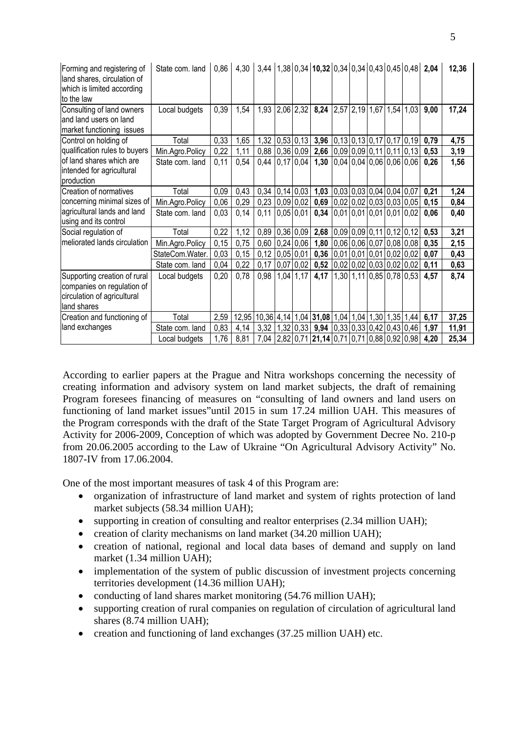| Forming and registering of land shares, circulation of which is limited according to the law | State com. land | 0,86 | 4,30 | 3,44 | 1,38 | 0,34 | **10,32** | 0,34 | 0,34 | 0,43 | 0,45 | 0,48 | **2,04** | **12,36** |
|---|---|---|---|---|---|---|---|---|---|---|---|---|---|---|
| Consulting of land owners and land users on land market functioning issues | Local budgets | 0,39 | 1,54 | 1,93 | 2,06 | 2,32 | **8,24** | 2,57 | 2,19 | 1,67 | 1,54 | 1,03 | **9,00** | **17,24** |
| Control on holding of qualification rules to buyers of land shares which are intended for agricultural production | Total | 0,33 | 1,65 | 1,32 | 0,53 | 0,13 | **3,96** | 0,13 | 0,13 | 0,17 | 0,17 | 0,19 | **0,79** | **4,75** |
| | Min.Agro.Policy | 0,22 | 1,11 | 0,88 | 0,36 | 0,09 | **2,66** | 0,09 | 0,09 | 0,11 | 0,11 | 0,13 | **0,53** | **3,19** |
| | State com. land | 0,11 | 0,54 | 0,44 | 0,17 | 0,04 | **1,30** | 0,04 | 0,04 | 0,06 | 0,06 | 0,06 | **0,26** | **1,56** |
| Creation of normatives concerning minimal sizes of agricultural lands and land using and its control | Total | 0,09 | 0,43 | 0,34 | 0,14 | 0,03 | **1,03** | 0,03 | 0,03 | 0,04 | 0,04 | 0,07 | **0,21** | **1,24** |
| | Min.Agro.Policy | 0,06 | 0,29 | 0,23 | 0,09 | 0,02 | **0,69** | 0,02 | 0,02 | 0,03 | 0,03 | 0,05 | **0,15** | **0,84** |
| | State com. land | 0,03 | 0,14 | 0,11 | 0,05 | 0,01 | **0,34** | 0,01 | 0,01 | 0,01 | 0,01 | 0,02 | **0,06** | **0,40** |
| Social regulation of meliorated lands circulation | Total | 0,22 | 1,12 | 0,89 | 0,36 | 0,09 | **2,68** | 0,09 | 0,09 | 0,11 | 0,12 | 0,12 | **0,53** | **3,21** |
| | Min.Agro.Policy | 0,15 | 0,75 | 0,60 | 0,24 | 0,06 | **1,80** | 0,06 | 0,06 | 0,07 | 0,08 | 0,08 | **0,35** | **2,15** |
| | StateCom.Water. | 0,03 | 0,15 | 0,12 | 0,05 | 0,01 | **0,36** | 0,01 | 0,01 | 0,01 | 0,02 | 0,02 | **0,07** | **0,43** |
| | State com. land | 0,04 | 0,22 | 0,17 | 0,07 | 0,02 | **0,52** | 0,02 | 0,02 | 0,03 | 0,02 | 0,02 | **0,11** | **0,63** |
| Supporting creation of rural companies on regulation of circulation of agricultural land shares | Local budgets | 0,20 | 0,78 | 0,98 | 1,04 | 1,17 | **4,17** | 1,30 | 1,11 | 0,85 | 0,78 | 0,53 | **4,57** | **8,74** |
| Creation and functioning of land exchanges | Total | 2,59 | 12,95 | 10,36 | 4,14 | 1,04 | **31,08** | 1,04 | 1,04 | 1,30 | 1,35 | 1,44 | **6,17** | **37,25** |
| | State com. land | 0,83 | 4,14 | 3,32 | 1,32 | 0,33 | **9,94** | 0,33 | 0,33 | 0,42 | 0,43 | 0,46 | **1,97** | **11,91** |
| | Local budgets | 1,76 | 8,81 | 7,04 | 2,82 | 0,71 | **21,14** | 0,71 | 0,71 | 0,88 | 0,92 | 0,98 | **4,20** | **25,34** |

According to earlier papers at the Prague and Nitra workshops concerning the necessity of creating information and advisory system on land market subjects, the draft of remaining Program foresees financing of measures on "consulting of land owners and land users on functioning of land market issues"until 2015 in sum 17.24 million UAH. This measures of the Program corresponds with the draft of the State Target Program of Agricultural Advisory Activity for 2006-2009, Conception of which was adopted by Government Decree No. 210-p from 20.06.2005 according to the Law of Ukraine "On Agricultural Advisory Activity" No. 1807-IV from 17.06.2004.

One of the most important measures of task 4 of this Program are:

- organization of infrastructure of land market and system of rights protection of land market subjects (58.34 million UAH);
- supporting in creation of consulting and realtor enterprises (2.34 million UAH);
- creation of clarity mechanisms on land market (34.20 million UAH);
- creation of national, regional and local data bases of demand and supply on land market (1.34 million UAH);
- implementation of the system of public discussion of investment projects concerning territories development (14.36 million UAH);
- conducting of land shares market monitoring (54.76 million UAH);
- supporting creation of rural companies on regulation of circulation of agricultural land shares (8.74 million UAH);
- creation and functioning of land exchanges (37.25 million UAH) etc.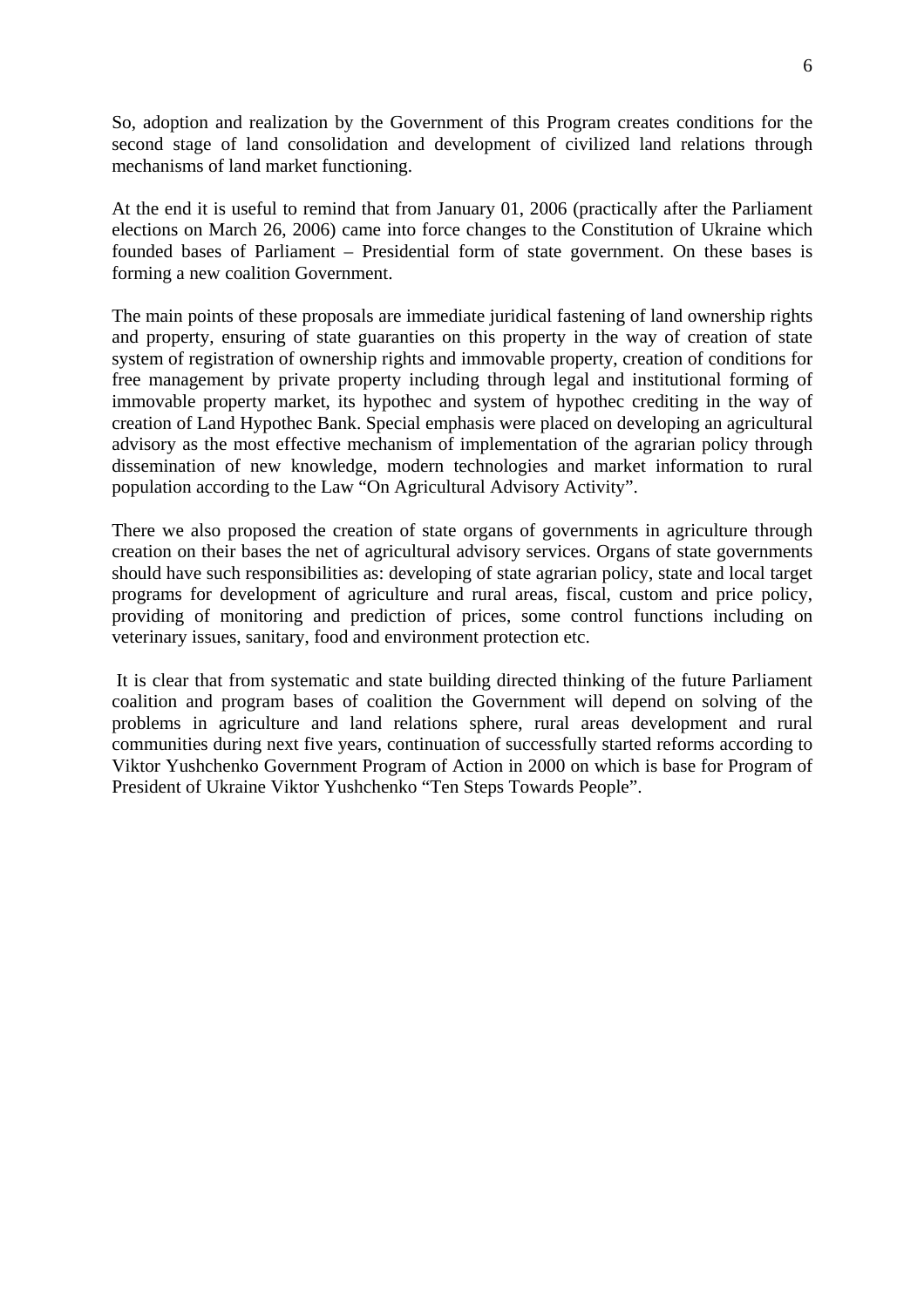So, adoption and realization by the Government of this Program creates conditions for the second stage of land consolidation and development of civilized land relations through mechanisms of land market functioning.

At the end it is useful to remind that from January 01, 2006 (practically after the Parliament elections on March 26, 2006) came into force changes to the Constitution of Ukraine which founded bases of Parliament – Presidential form of state government. On these bases is forming a new coalition Government.

The main points of these proposals are immediate juridical fastening of land ownership rights and property, ensuring of state guaranties on this property in the way of creation of state system of registration of ownership rights and immovable property, creation of conditions for free management by private property including through legal and institutional forming of immovable property market, its hypothec and system of hypothec crediting in the way of creation of Land Hypothec Bank. Special emphasis were placed on developing an agricultural advisory as the most effective mechanism of implementation of the agrarian policy through dissemination of new knowledge, modern technologies and market information to rural population according to the Law "On Agricultural Advisory Activity".

There we also proposed the creation of state organs of governments in agriculture through creation on their bases the net of agricultural advisory services. Organs of state governments should have such responsibilities as: developing of state agrarian policy, state and local target programs for development of agriculture and rural areas, fiscal, custom and price policy, providing of monitoring and prediction of prices, some control functions including on veterinary issues, sanitary, food and environment protection etc.

It is clear that from systematic and state building directed thinking of the future Parliament coalition and program bases of coalition the Government will depend on solving of the problems in agriculture and land relations sphere, rural areas development and rural communities during next five years, continuation of successfully started reforms according to Viktor Yushchenko Government Program of Action in 2000 on which is base for Program of President of Ukraine Viktor Yushchenko "Ten Steps Towards People".